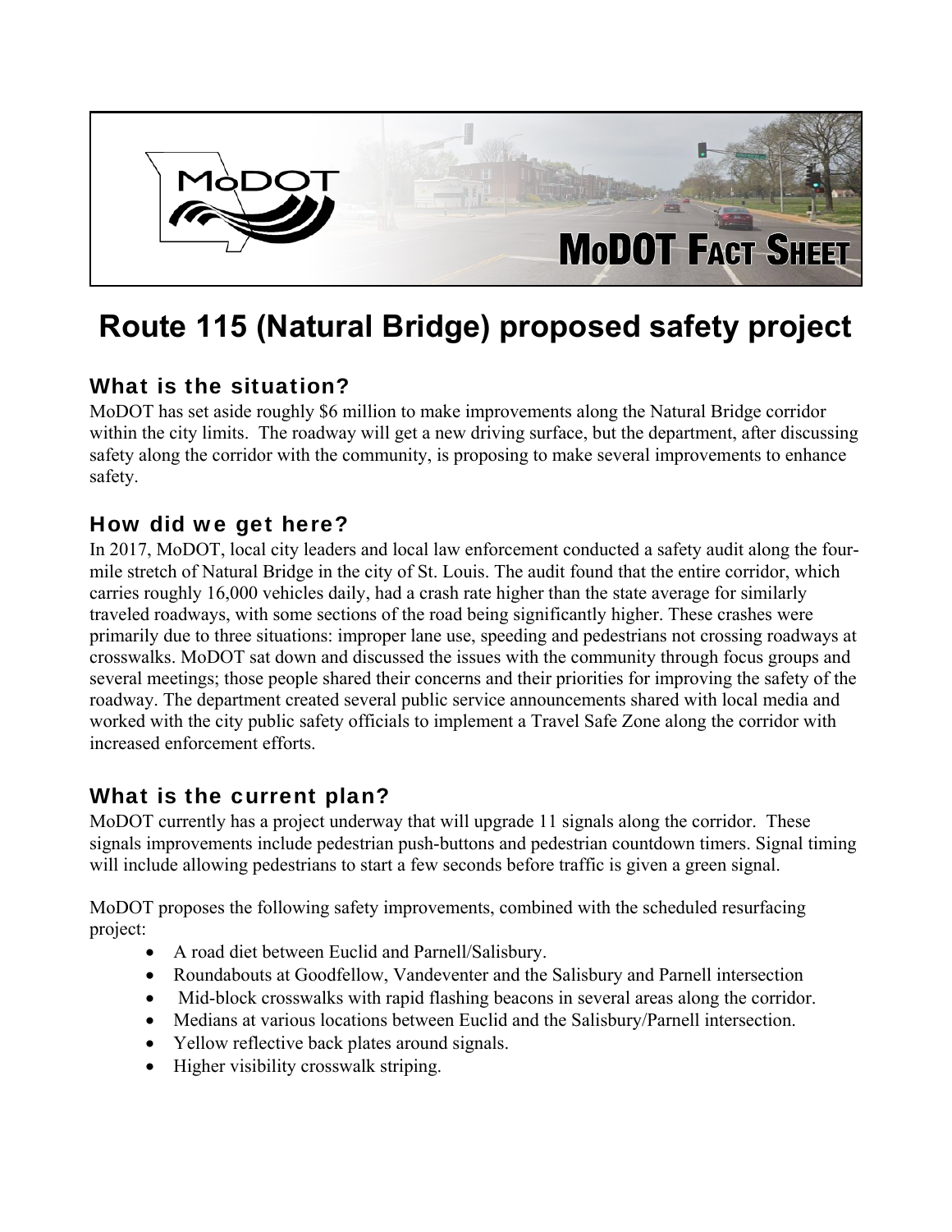# Route 115 (Natural Bridge) proposed safety project

## What is the situation?

MoDOT has set aside roughly $6 million to make improvements along the Natural Bridge corridor within the city limits. The roadway will get a new driving surface, but the department, after discussing safety along the corridor with the community, is proposing to make several improvements to enhance safety.

## How did we get here?

In 2017, MoDOT, local city leaders and local law enforcement conducted a safety audit along the four-mile stretch of Natural Bridge in the city of St. Louis. The audit found that the entire corridor, which carries roughly 16,000 vehicles daily, had a crash rate higher than the state average for similarly traveled roadways, with some sections of the road being significantly higher. These crashes were primarily due to three situations: improper lane use, speeding and pedestrians not crossing roadways at crosswalks. MoDOT sat down and discussed the issues with the community through focus groups and several meetings; those people shared their concerns and their priorities for improving the safety of the roadway. The department created several public service announcements shared with local media and worked with the city public safety officials to implement a Travel Safe Zone along the corridor with increased enforcement efforts.

## What is the current plan?

MoDOT currently has a project underway that will upgrade 11 signals along the corridor. These signals improvements include pedestrian push-buttons and pedestrian countdown timers. Signal timing will include allowing pedestrians to start a few seconds before traffic is given a green signal.

MoDOT proposes the following safety improvements, combined with the scheduled resurfacing project:

- A road diet between Euclid and Parnell/Salisbury.
- Roundabouts at Goodfellow, Vandeventer and the Salisbury and Parnell intersection
- Mid-block crosswalks with rapid flashing beacons in several areas along the corridor.
- Medians at various locations between Euclid and the Salisbury/Parnell intersection.
- Yellow reflective back plates around signals.
- Higher visibility crosswalk striping.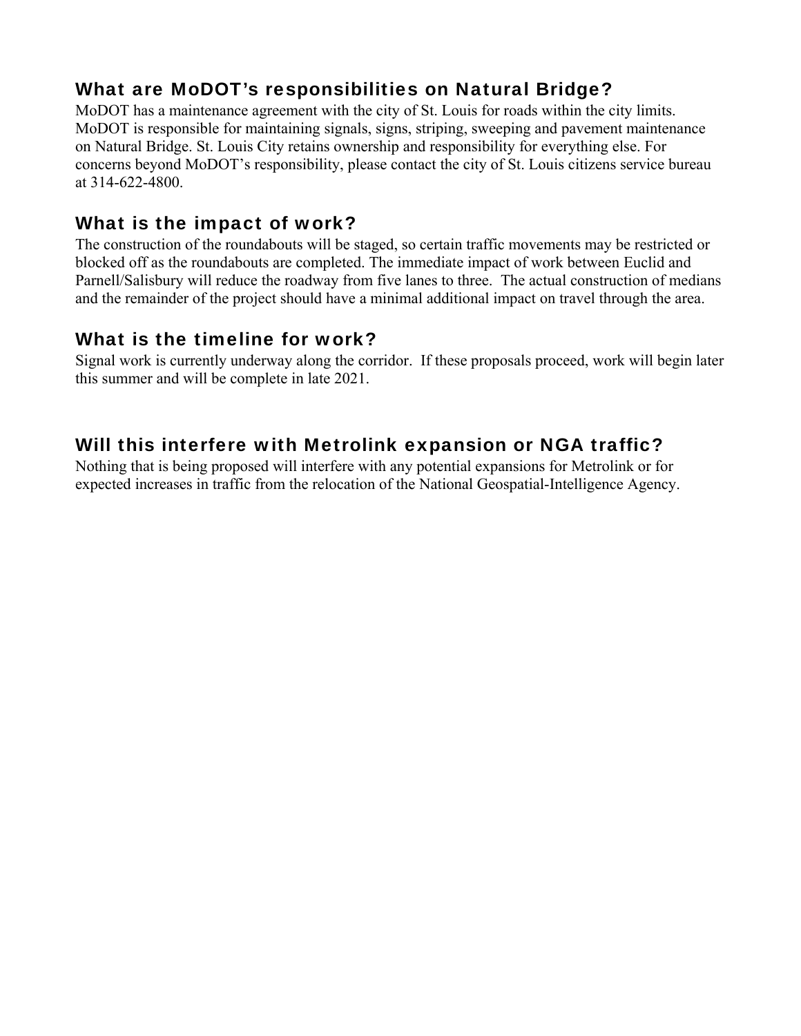## What are MoDOT's responsibilities on Natural Bridge?

MoDOT has a maintenance agreement with the city of St. Louis for roads within the city limits. MoDOT is responsible for maintaining signals, signs, striping, sweeping and pavement maintenance on Natural Bridge. St. Louis City retains ownership and responsibility for everything else. For concerns beyond MoDOT's responsibility, please contact the city of St. Louis citizens service bureau at 314-622-4800.

## What is the impact of work?

The construction of the roundabouts will be staged, so certain traffic movements may be restricted or blocked off as the roundabouts are completed. The immediate impact of work between Euclid and Parnell/Salisbury will reduce the roadway from five lanes to three. The actual construction of medians and the remainder of the project should have a minimal additional impact on travel through the area.

## What is the timeline for work?

Signal work is currently underway along the corridor. If these proposals proceed, work will begin later this summer and will be complete in late 2021.

## Will this interfere with Metrolink expansion or NGA traffic?

Nothing that is being proposed will interfere with any potential expansions for Metrolink or for expected increases in traffic from the relocation of the National Geospatial-Intelligence Agency.